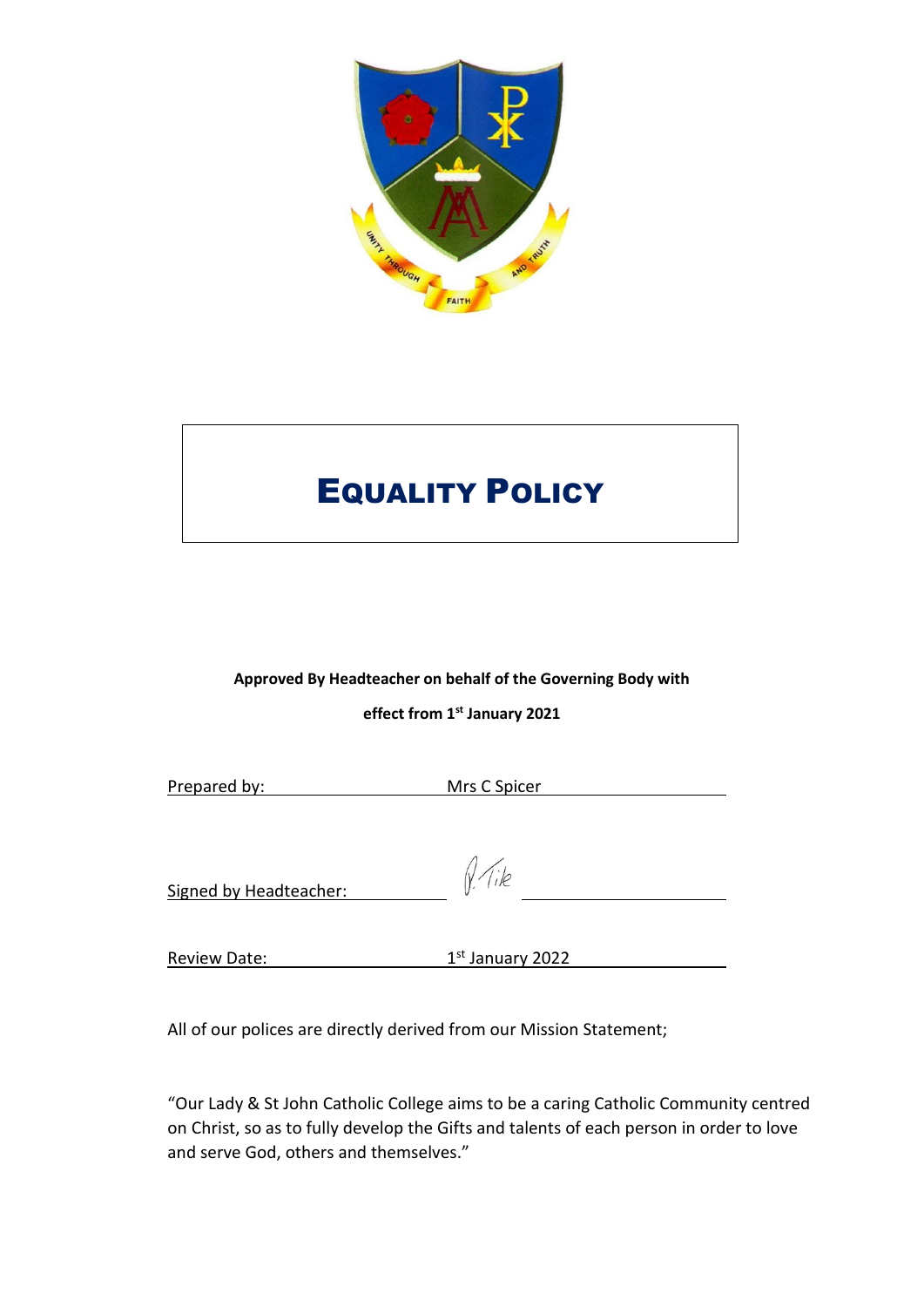# Equality Policy

**Approved By Headteacher on behalf of the Governing Body with effect from 1st January 2021**

Prepared by: Mrs C Spicer

Signed by Headteacher: P. Tile

Review Date: 1st January 2022

All of our polices are directly derived from our Mission Statement;

"Our Lady & St John Catholic College aims to be a caring Catholic Community centred on Christ, so as to fully develop the Gifts and talents of each person in order to love and serve God, others and themselves."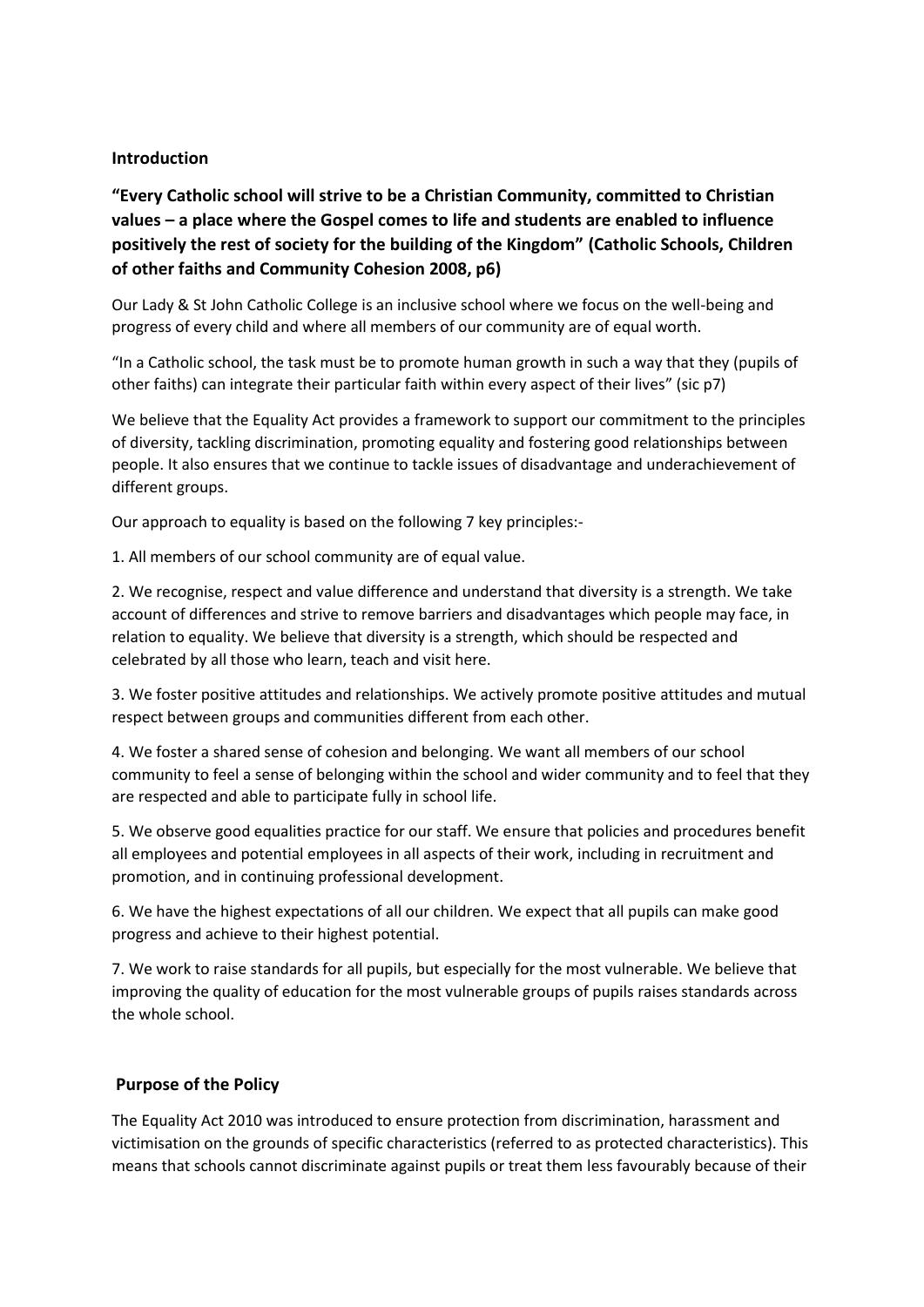## Introduction

**"Every Catholic school will strive to be a Christian Community, committed to Christian values – a place where the Gospel comes to life and students are enabled to influence positively the rest of society for the building of the Kingdom" (Catholic Schools, Children of other faiths and Community Cohesion 2008, p6)**

Our Lady & St John Catholic College is an inclusive school where we focus on the well-being and progress of every child and where all members of our community are of equal worth.

"In a Catholic school, the task must be to promote human growth in such a way that they (pupils of other faiths) can integrate their particular faith within every aspect of their lives" (sic p7)

We believe that the Equality Act provides a framework to support our commitment to the principles of diversity, tackling discrimination, promoting equality and fostering good relationships between people. It also ensures that we continue to tackle issues of disadvantage and underachievement of different groups.

Our approach to equality is based on the following 7 key principles:-

1. All members of our school community are of equal value.

2. We recognise, respect and value difference and understand that diversity is a strength. We take account of differences and strive to remove barriers and disadvantages which people may face, in relation to equality. We believe that diversity is a strength, which should be respected and celebrated by all those who learn, teach and visit here.

3. We foster positive attitudes and relationships. We actively promote positive attitudes and mutual respect between groups and communities different from each other.

4. We foster a shared sense of cohesion and belonging. We want all members of our school community to feel a sense of belonging within the school and wider community and to feel that they are respected and able to participate fully in school life.

5. We observe good equalities practice for our staff. We ensure that policies and procedures benefit all employees and potential employees in all aspects of their work, including in recruitment and promotion, and in continuing professional development.

6. We have the highest expectations of all our children. We expect that all pupils can make good progress and achieve to their highest potential.

7. We work to raise standards for all pupils, but especially for the most vulnerable. We believe that improving the quality of education for the most vulnerable groups of pupils raises standards across the whole school.

## Purpose of the Policy

The Equality Act 2010 was introduced to ensure protection from discrimination, harassment and victimisation on the grounds of specific characteristics (referred to as protected characteristics). This means that schools cannot discriminate against pupils or treat them less favourably because of their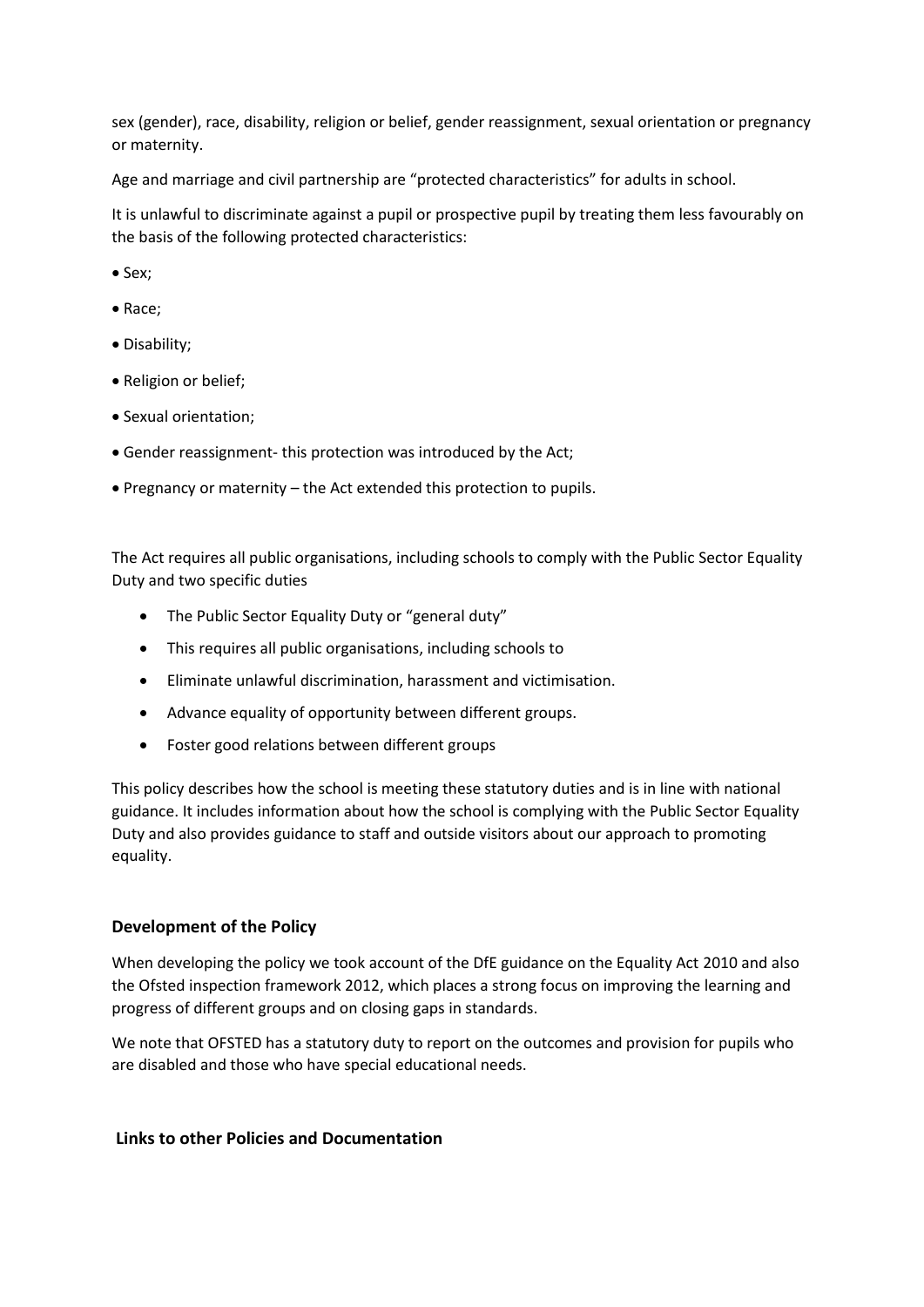sex (gender), race, disability, religion or belief, gender reassignment, sexual orientation or pregnancy or maternity.

Age and marriage and civil partnership are "protected characteristics" for adults in school.

It is unlawful to discriminate against a pupil or prospective pupil by treating them less favourably on the basis of the following protected characteristics:

- Sex;
- Race;
- Disability;
- Religion or belief;
- Sexual orientation;
- Gender reassignment- this protection was introduced by the Act;
- Pregnancy or maternity – the Act extended this protection to pupils.

The Act requires all public organisations, including schools to comply with the Public Sector Equality Duty and two specific duties

- The Public Sector Equality Duty or "general duty"
- This requires all public organisations, including schools to
- Eliminate unlawful discrimination, harassment and victimisation.
- Advance equality of opportunity between different groups.
- Foster good relations between different groups

This policy describes how the school is meeting these statutory duties and is in line with national guidance. It includes information about how the school is complying with the Public Sector Equality Duty and also provides guidance to staff and outside visitors about our approach to promoting equality.

### Development of the Policy

When developing the policy we took account of the DfE guidance on the Equality Act 2010 and also the Ofsted inspection framework 2012, which places a strong focus on improving the learning and progress of different groups and on closing gaps in standards.

We note that OFSTED has a statutory duty to report on the outcomes and provision for pupils who are disabled and those who have special educational needs.

### Links to other Policies and Documentation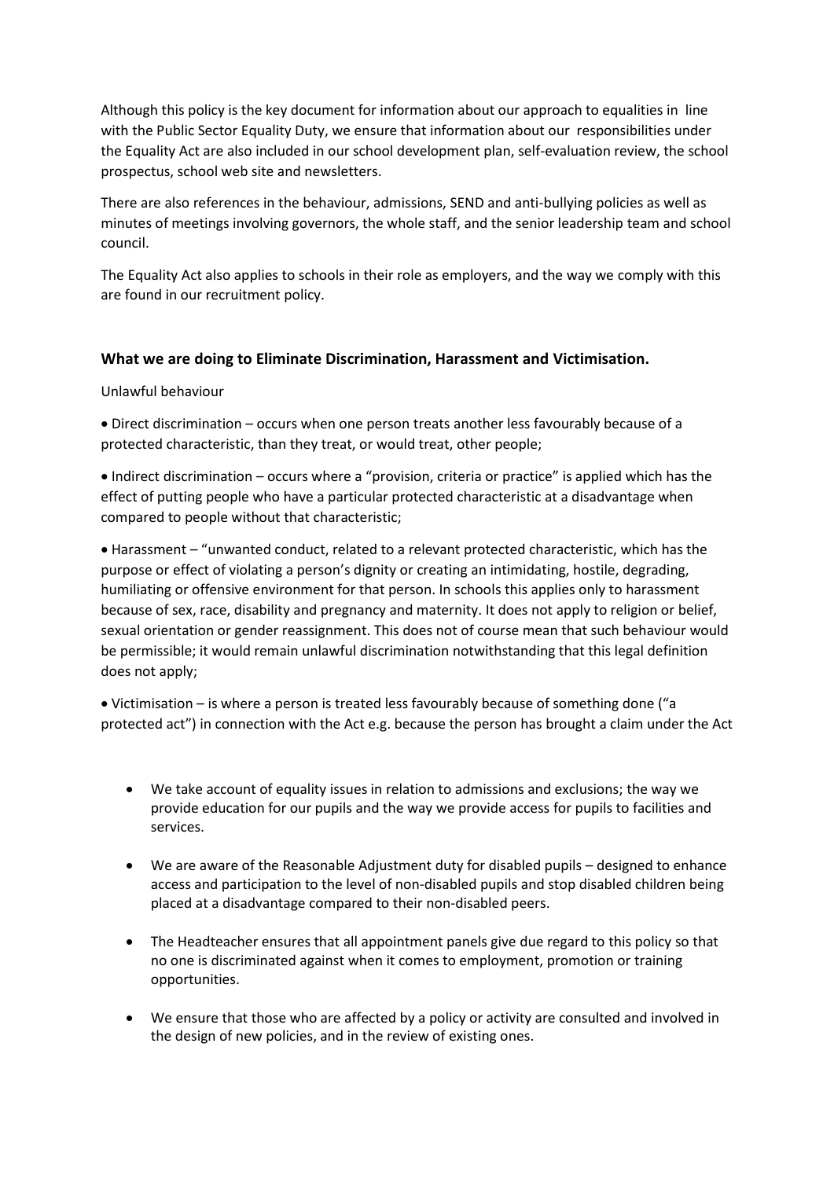Although this policy is the key document for information about our approach to equalities in line with the Public Sector Equality Duty, we ensure that information about our responsibilities under the Equality Act are also included in our school development plan, self-evaluation review, the school prospectus, school web site and newsletters.

There are also references in the behaviour, admissions, SEND and anti-bullying policies as well as minutes of meetings involving governors, the whole staff, and the senior leadership team and school council.

The Equality Act also applies to schools in their role as employers, and the way we comply with this are found in our recruitment policy.

### What we are doing to Eliminate Discrimination, Harassment and Victimisation.

Unlawful behaviour

- Direct discrimination – occurs when one person treats another less favourably because of a protected characteristic, than they treat, or would treat, other people;
- Indirect discrimination – occurs where a "provision, criteria or practice" is applied which has the effect of putting people who have a particular protected characteristic at a disadvantage when compared to people without that characteristic;
- Harassment – "unwanted conduct, related to a relevant protected characteristic, which has the purpose or effect of violating a person's dignity or creating an intimidating, hostile, degrading, humiliating or offensive environment for that person. In schools this applies only to harassment because of sex, race, disability and pregnancy and maternity. It does not apply to religion or belief, sexual orientation or gender reassignment. This does not of course mean that such behaviour would be permissible; it would remain unlawful discrimination notwithstanding that this legal definition does not apply;
- Victimisation – is where a person is treated less favourably because of something done ("a protected act") in connection with the Act e.g. because the person has brought a claim under the Act

- We take account of equality issues in relation to admissions and exclusions; the way we provide education for our pupils and the way we provide access for pupils to facilities and services.
- We are aware of the Reasonable Adjustment duty for disabled pupils – designed to enhance access and participation to the level of non-disabled pupils and stop disabled children being placed at a disadvantage compared to their non-disabled peers.
- The Headteacher ensures that all appointment panels give due regard to this policy so that no one is discriminated against when it comes to employment, promotion or training opportunities.
- We ensure that those who are affected by a policy or activity are consulted and involved in the design of new policies, and in the review of existing ones.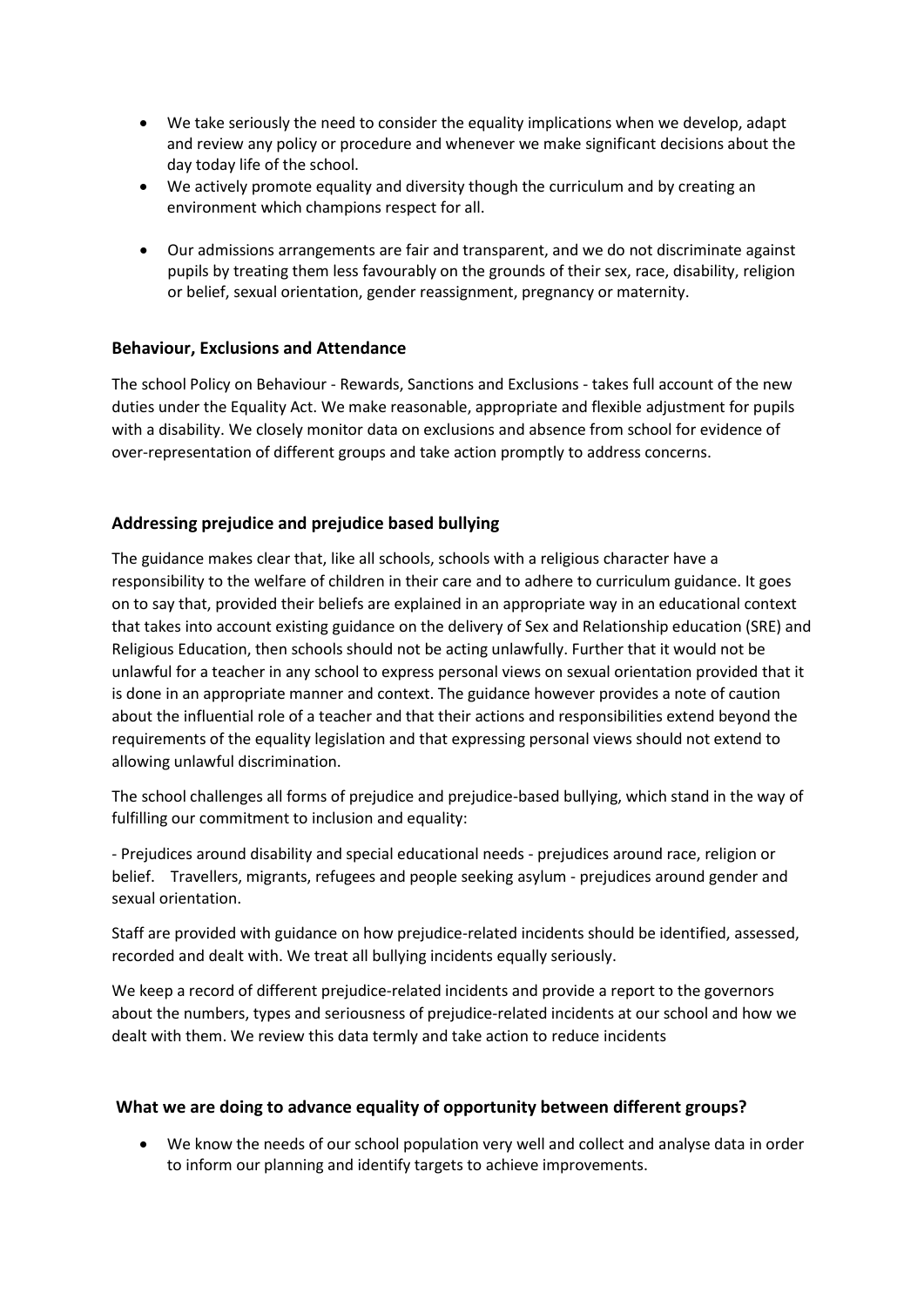- We take seriously the need to consider the equality implications when we develop, adapt and review any policy or procedure and whenever we make significant decisions about the day today life of the school.
- We actively promote equality and diversity though the curriculum and by creating an environment which champions respect for all.
- Our admissions arrangements are fair and transparent, and we do not discriminate against pupils by treating them less favourably on the grounds of their sex, race, disability, religion or belief, sexual orientation, gender reassignment, pregnancy or maternity.

### Behaviour, Exclusions and Attendance

The school Policy on Behaviour - Rewards, Sanctions and Exclusions - takes full account of the new duties under the Equality Act. We make reasonable, appropriate and flexible adjustment for pupils with a disability. We closely monitor data on exclusions and absence from school for evidence of over-representation of different groups and take action promptly to address concerns.

### Addressing prejudice and prejudice based bullying

The guidance makes clear that, like all schools, schools with a religious character have a responsibility to the welfare of children in their care and to adhere to curriculum guidance. It goes on to say that, provided their beliefs are explained in an appropriate way in an educational context that takes into account existing guidance on the delivery of Sex and Relationship education (SRE) and Religious Education, then schools should not be acting unlawfully. Further that it would not be unlawful for a teacher in any school to express personal views on sexual orientation provided that it is done in an appropriate manner and context. The guidance however provides a note of caution about the influential role of a teacher and that their actions and responsibilities extend beyond the requirements of the equality legislation and that expressing personal views should not extend to allowing unlawful discrimination.

The school challenges all forms of prejudice and prejudice-based bullying, which stand in the way of fulfilling our commitment to inclusion and equality:

- Prejudices around disability and special educational needs - prejudices around race, religion or belief. Travellers, migrants, refugees and people seeking asylum - prejudices around gender and sexual orientation.

Staff are provided with guidance on how prejudice-related incidents should be identified, assessed, recorded and dealt with. We treat all bullying incidents equally seriously.

We keep a record of different prejudice-related incidents and provide a report to the governors about the numbers, types and seriousness of prejudice-related incidents at our school and how we dealt with them. We review this data termly and take action to reduce incidents

### What we are doing to advance equality of opportunity between different groups?

- We know the needs of our school population very well and collect and analyse data in order to inform our planning and identify targets to achieve improvements.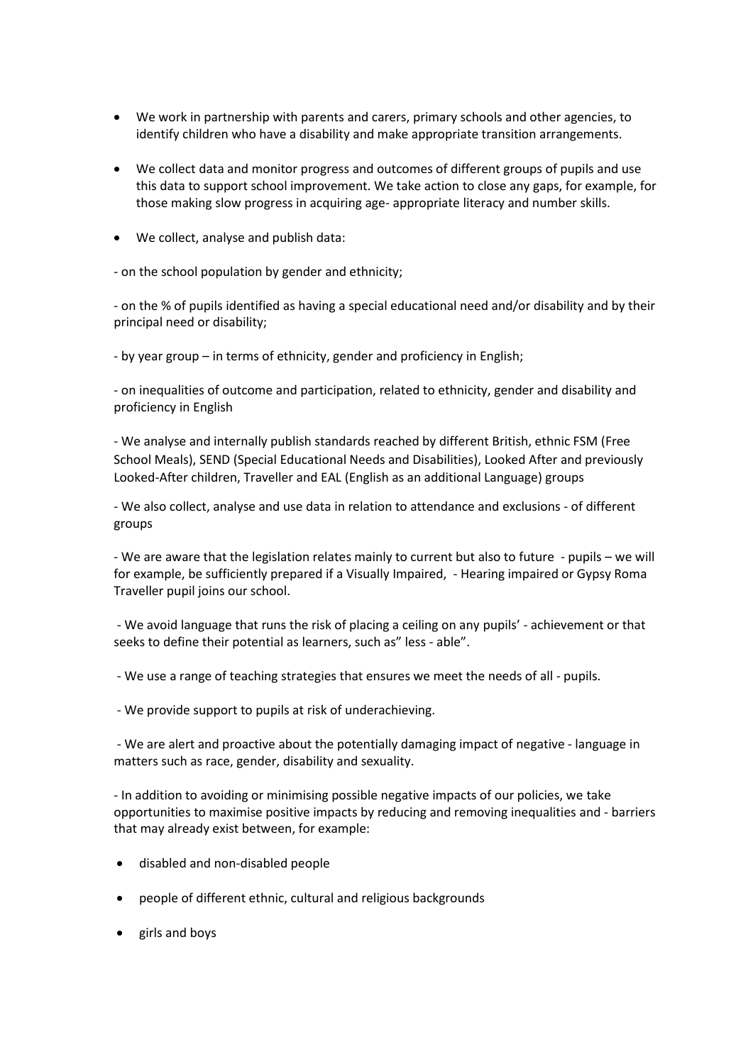- We work in partnership with parents and carers, primary schools and other agencies, to identify children who have a disability and make appropriate transition arrangements.

- We collect data and monitor progress and outcomes of different groups of pupils and use this data to support school improvement. We take action to close any gaps, for example, for those making slow progress in acquiring age- appropriate literacy and number skills.

- We collect, analyse and publish data:

- on the school population by gender and ethnicity;

- on the % of pupils identified as having a special educational need and/or disability and by their principal need or disability;

- by year group – in terms of ethnicity, gender and proficiency in English;

- on inequalities of outcome and participation, related to ethnicity, gender and disability and proficiency in English

- We analyse and internally publish standards reached by different British, ethnic FSM (Free School Meals), SEND (Special Educational Needs and Disabilities), Looked After and previously Looked-After children, Traveller and EAL (English as an additional Language) groups

- We also collect, analyse and use data in relation to attendance and exclusions - of different groups

- We are aware that the legislation relates mainly to current but also to future - pupils – we will for example, be sufficiently prepared if a Visually Impaired, - Hearing impaired or Gypsy Roma Traveller pupil joins our school.

- We avoid language that runs the risk of placing a ceiling on any pupils' - achievement or that seeks to define their potential as learners, such as" less - able".

- We use a range of teaching strategies that ensures we meet the needs of all - pupils.

- We provide support to pupils at risk of underachieving.

- We are alert and proactive about the potentially damaging impact of negative - language in matters such as race, gender, disability and sexuality.

- In addition to avoiding or minimising possible negative impacts of our policies, we take opportunities to maximise positive impacts by reducing and removing inequalities and - barriers that may already exist between, for example:

- disabled and non-disabled people
- people of different ethnic, cultural and religious backgrounds
- girls and boys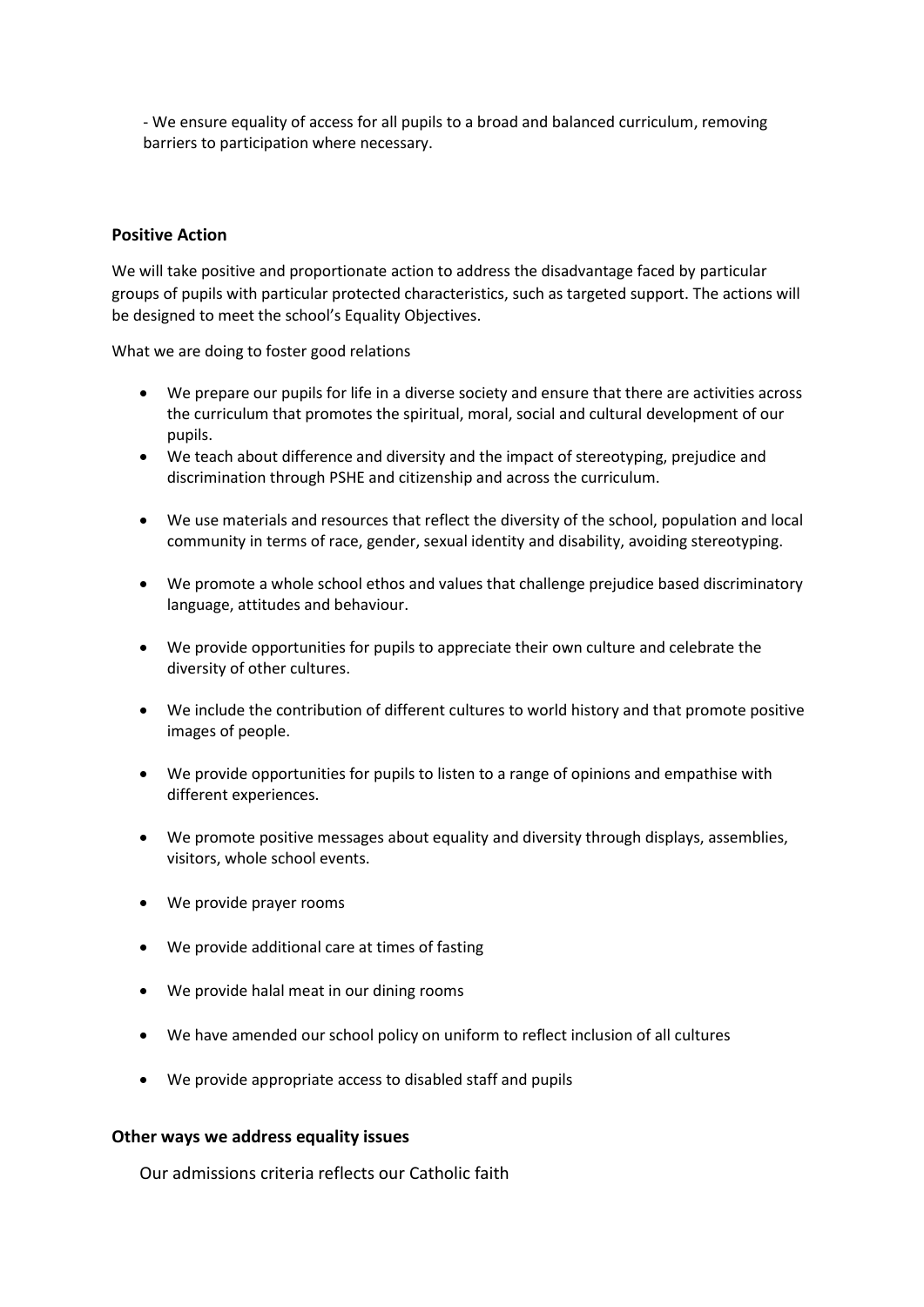- We ensure equality of access for all pupils to a broad and balanced curriculum, removing barriers to participation where necessary.

**Positive Action**

We will take positive and proportionate action to address the disadvantage faced by particular groups of pupils with particular protected characteristics, such as targeted support. The actions will be designed to meet the school's Equality Objectives.

What we are doing to foster good relations

- We prepare our pupils for life in a diverse society and ensure that there are activities across the curriculum that promotes the spiritual, moral, social and cultural development of our pupils.
- We teach about difference and diversity and the impact of stereotyping, prejudice and discrimination through PSHE and citizenship and across the curriculum.
- We use materials and resources that reflect the diversity of the school, population and local community in terms of race, gender, sexual identity and disability, avoiding stereotyping.
- We promote a whole school ethos and values that challenge prejudice based discriminatory language, attitudes and behaviour.
- We provide opportunities for pupils to appreciate their own culture and celebrate the diversity of other cultures.
- We include the contribution of different cultures to world history and that promote positive images of people.
- We provide opportunities for pupils to listen to a range of opinions and empathise with different experiences.
- We promote positive messages about equality and diversity through displays, assemblies, visitors, whole school events.
- We provide prayer rooms
- We provide additional care at times of fasting
- We provide halal meat in our dining rooms
- We have amended our school policy on uniform to reflect inclusion of all cultures
- We provide appropriate access to disabled staff and pupils

**Other ways we address equality issues**

Our admissions criteria reflects our Catholic faith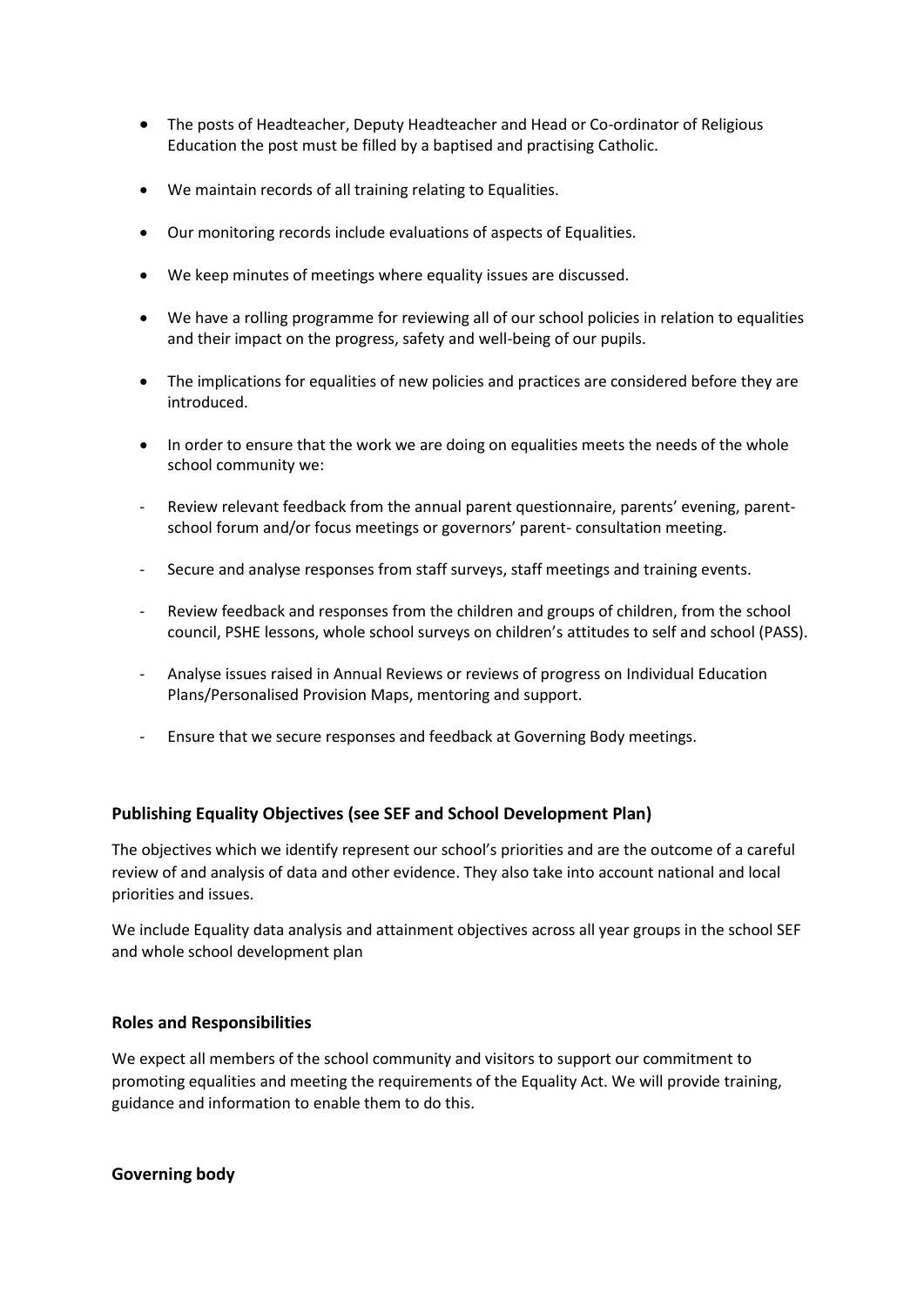- The posts of Headteacher, Deputy Headteacher and Head or Co-ordinator of Religious Education the post must be filled by a baptised and practising Catholic.

- We maintain records of all training relating to Equalities.

- Our monitoring records include evaluations of aspects of Equalities.

- We keep minutes of meetings where equality issues are discussed.

- We have a rolling programme for reviewing all of our school policies in relation to equalities and their impact on the progress, safety and well-being of our pupils.

- The implications for equalities of new policies and practices are considered before they are introduced.

- In order to ensure that the work we are doing on equalities meets the needs of the whole school community we:

- Review relevant feedback from the annual parent questionnaire, parents' evening, parent-school forum and/or focus meetings or governors' parent- consultation meeting.

- Secure and analyse responses from staff surveys, staff meetings and training events.

- Review feedback and responses from the children and groups of children, from the school council, PSHE lessons, whole school surveys on children's attitudes to self and school (PASS).

- Analyse issues raised in Annual Reviews or reviews of progress on Individual Education Plans/Personalised Provision Maps, mentoring and support.

- Ensure that we secure responses and feedback at Governing Body meetings.

### Publishing Equality Objectives (see SEF and School Development Plan)

The objectives which we identify represent our school's priorities and are the outcome of a careful review of and analysis of data and other evidence. They also take into account national and local priorities and issues.

We include Equality data analysis and attainment objectives across all year groups in the school SEF and whole school development plan

### Roles and Responsibilities

We expect all members of the school community and visitors to support our commitment to promoting equalities and meeting the requirements of the Equality Act. We will provide training, guidance and information to enable them to do this.

### Governing body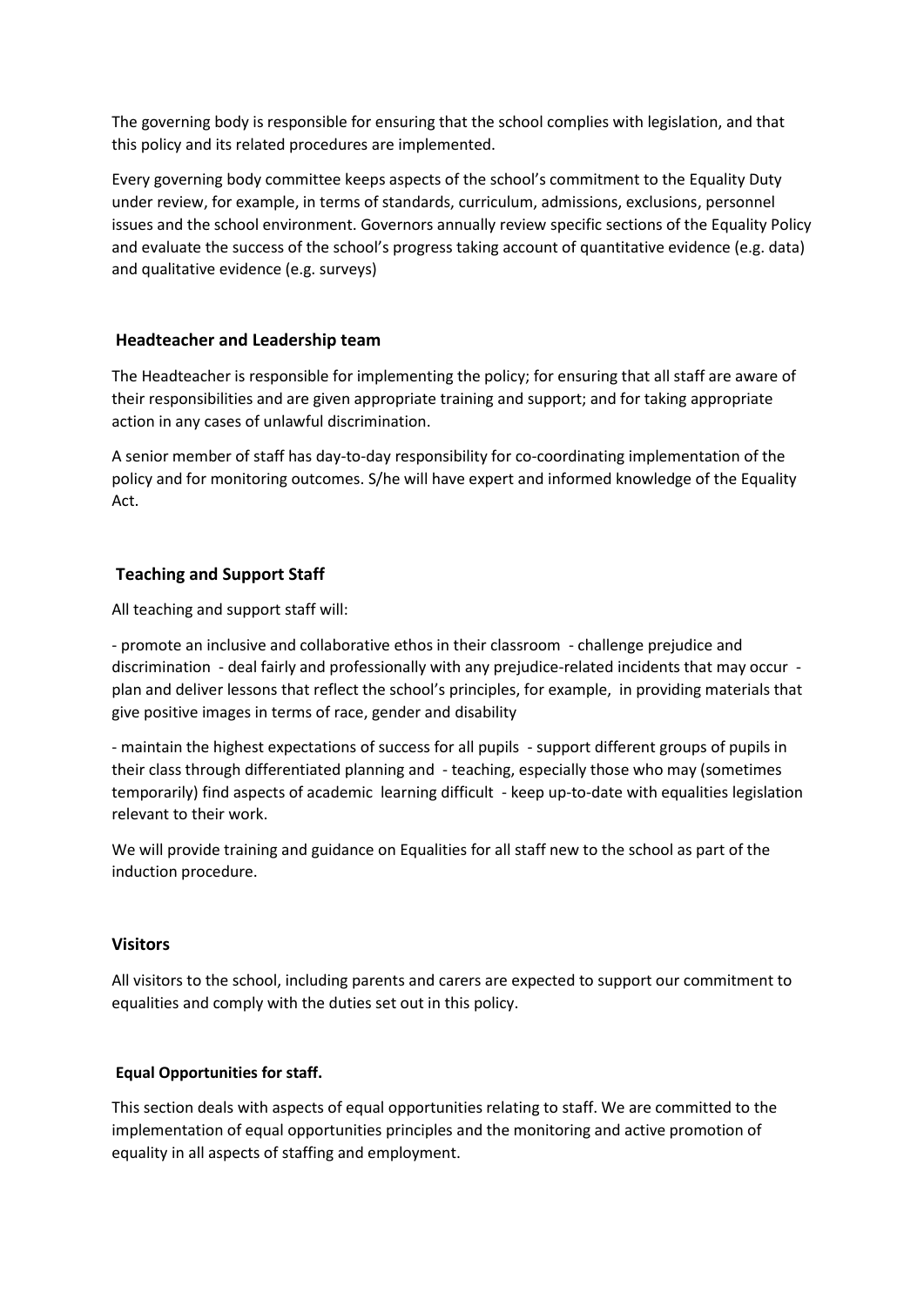The governing body is responsible for ensuring that the school complies with legislation, and that this policy and its related procedures are implemented.

Every governing body committee keeps aspects of the school's commitment to the Equality Duty under review, for example, in terms of standards, curriculum, admissions, exclusions, personnel issues and the school environment. Governors annually review specific sections of the Equality Policy and evaluate the success of the school's progress taking account of quantitative evidence (e.g. data) and qualitative evidence (e.g. surveys)

### Headteacher and Leadership team

The Headteacher is responsible for implementing the policy; for ensuring that all staff are aware of their responsibilities and are given appropriate training and support; and for taking appropriate action in any cases of unlawful discrimination.

A senior member of staff has day-to-day responsibility for co-coordinating implementation of the policy and for monitoring outcomes. S/he will have expert and informed knowledge of the Equality Act.

### Teaching and Support Staff

All teaching and support staff will:

- promote an inclusive and collaborative ethos in their classroom
- challenge prejudice and discrimination
- deal fairly and professionally with any prejudice-related incidents that may occur
- plan and deliver lessons that reflect the school's principles, for example, in providing materials that give positive images in terms of race, gender and disability
- maintain the highest expectations of success for all pupils
- support different groups of pupils in their class through differentiated planning and
- teaching, especially those who may (sometimes temporarily) find aspects of academic learning difficult
- keep up-to-date with equalities legislation relevant to their work.

We will provide training and guidance on Equalities for all staff new to the school as part of the induction procedure.

### Visitors

All visitors to the school, including parents and carers are expected to support our commitment to equalities and comply with the duties set out in this policy.

**Equal Opportunities for staff.**

This section deals with aspects of equal opportunities relating to staff. We are committed to the implementation of equal opportunities principles and the monitoring and active promotion of equality in all aspects of staffing and employment.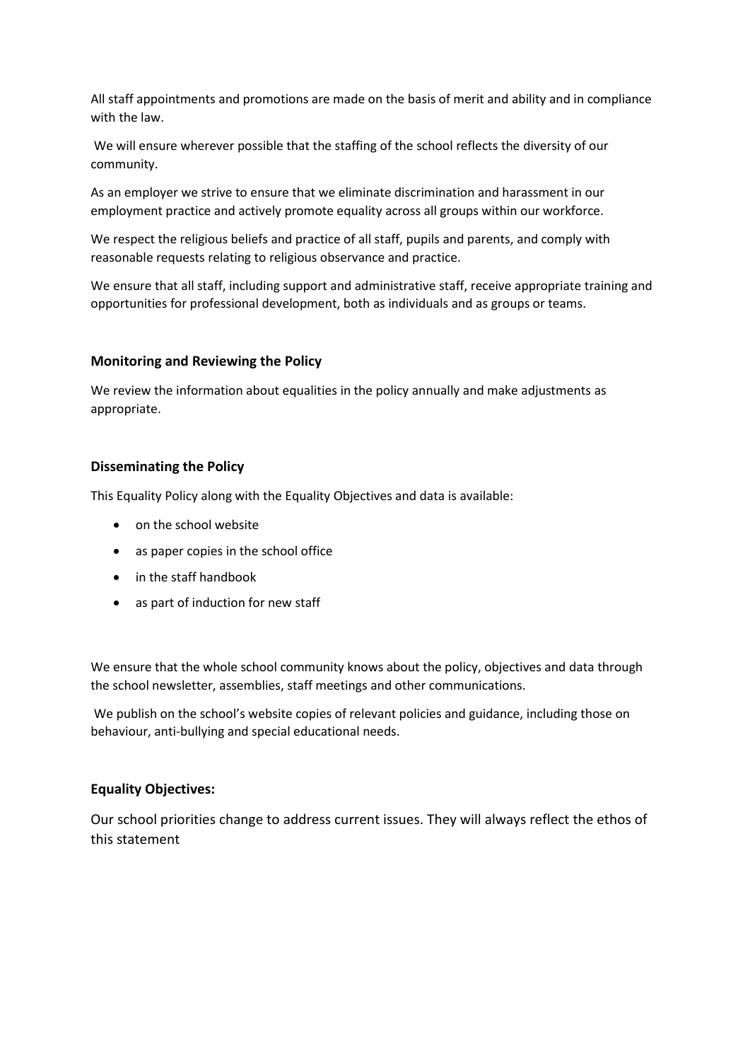All staff appointments and promotions are made on the basis of merit and ability and in compliance with the law.

We will ensure wherever possible that the staffing of the school reflects the diversity of our community.

As an employer we strive to ensure that we eliminate discrimination and harassment in our employment practice and actively promote equality across all groups within our workforce.

We respect the religious beliefs and practice of all staff, pupils and parents, and comply with reasonable requests relating to religious observance and practice.

We ensure that all staff, including support and administrative staff, receive appropriate training and opportunities for professional development, both as individuals and as groups or teams.

### Monitoring and Reviewing the Policy

We review the information about equalities in the policy annually and make adjustments as appropriate.

### Disseminating the Policy

This Equality Policy along with the Equality Objectives and data is available:

- on the school website
- as paper copies in the school office
- in the staff handbook
- as part of induction for new staff

We ensure that the whole school community knows about the policy, objectives and data through the school newsletter, assemblies, staff meetings and other communications.

We publish on the school's website copies of relevant policies and guidance, including those on behaviour, anti-bullying and special educational needs.

### Equality Objectives:

Our school priorities change to address current issues. They will always reflect the ethos of this statement